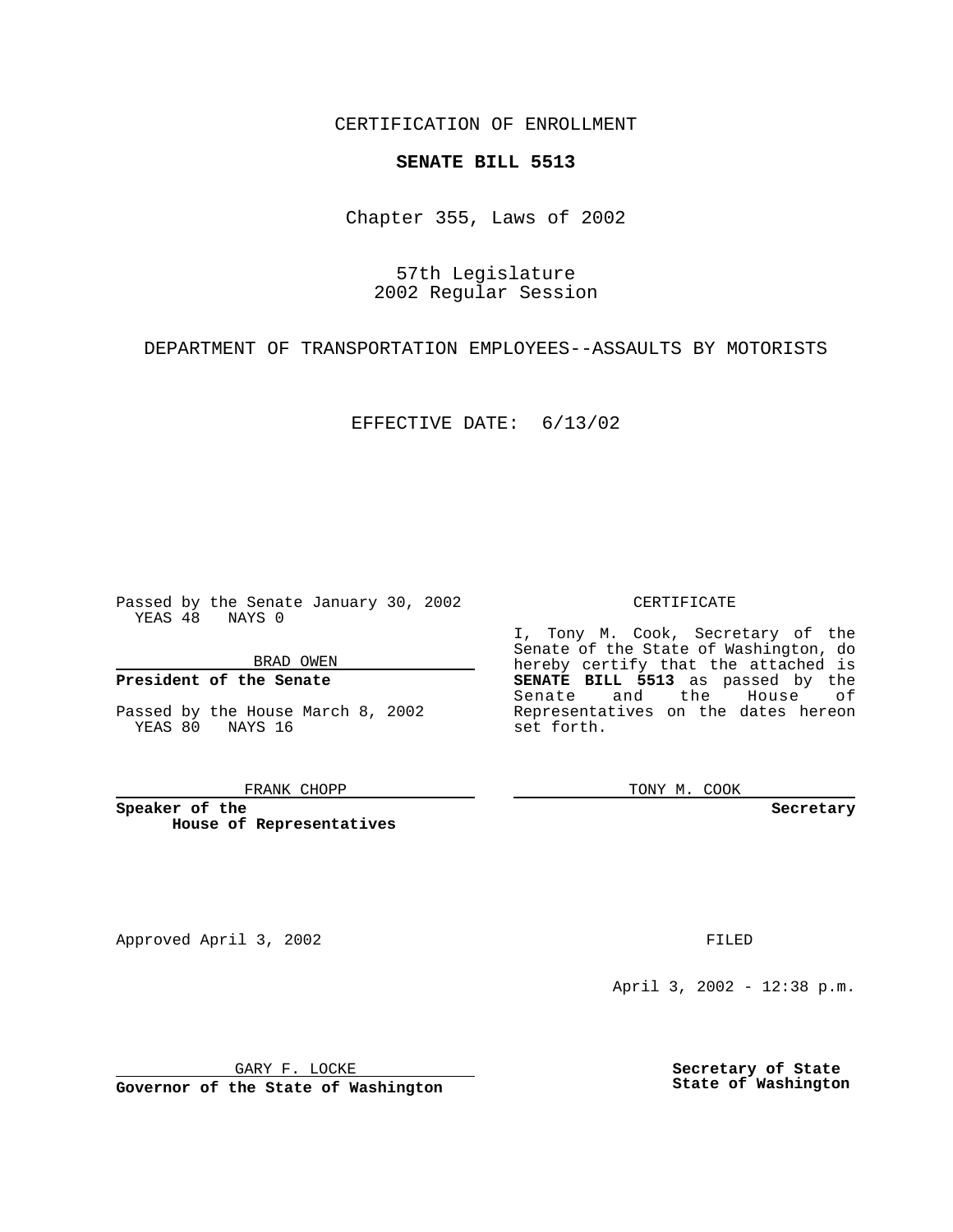CERTIFICATION OF ENROLLMENT

**SENATE BILL 5513**

Chapter 355, Laws of 2002

57th Legislature
2002 Regular Session

DEPARTMENT OF TRANSPORTATION EMPLOYEES--ASSAULTS BY MOTORISTS

EFFECTIVE DATE: 6/13/02

Passed by the Senate January 30, 2002
YEAS 48 NAYS 0

BRAD OWEN

**President of the Senate**

Passed by the House March 8, 2002
YEAS 80 NAYS 16

FRANK CHOPP

**Speaker of the House of Representatives**

CERTIFICATE

I, Tony M. Cook, Secretary of the Senate of the State of Washington, do hereby certify that the attached is **SENATE BILL 5513** as passed by the Senate and the House of Representatives on the dates hereon set forth.

TONY M. COOK

**Secretary**

Approved April 3, 2002

GARY F. LOCKE

**Governor of the State of Washington**

FILED

April 3, 2002 - 12:38 p.m.

**Secretary of State**
**State of Washington**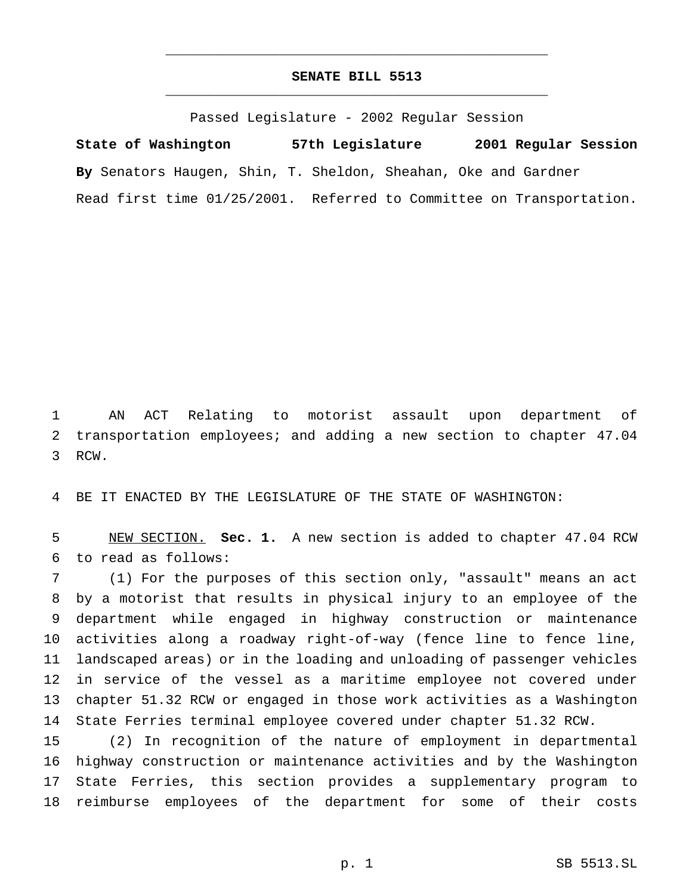# SENATE BILL 5513

Passed Legislature - 2002 Regular Session

**State of Washington 57th Legislature 2001 Regular Session**

**By** Senators Haugen, Shin, T. Sheldon, Sheahan, Oke and Gardner

Read first time 01/25/2001. Referred to Committee on Transportation.

AN ACT Relating to motorist assault upon department of transportation employees; and adding a new section to chapter 47.04 RCW.

BE IT ENACTED BY THE LEGISLATURE OF THE STATE OF WASHINGTON:

NEW SECTION. **Sec. 1.** A new section is added to chapter 47.04 RCW to read as follows:

(1) For the purposes of this section only, "assault" means an act by a motorist that results in physical injury to an employee of the department while engaged in highway construction or maintenance activities along a roadway right-of-way (fence line to fence line, landscaped areas) or in the loading and unloading of passenger vehicles in service of the vessel as a maritime employee not covered under chapter 51.32 RCW or engaged in those work activities as a Washington State Ferries terminal employee covered under chapter 51.32 RCW.

(2) In recognition of the nature of employment in departmental highway construction or maintenance activities and by the Washington State Ferries, this section provides a supplementary program to reimburse employees of the department for some of their costs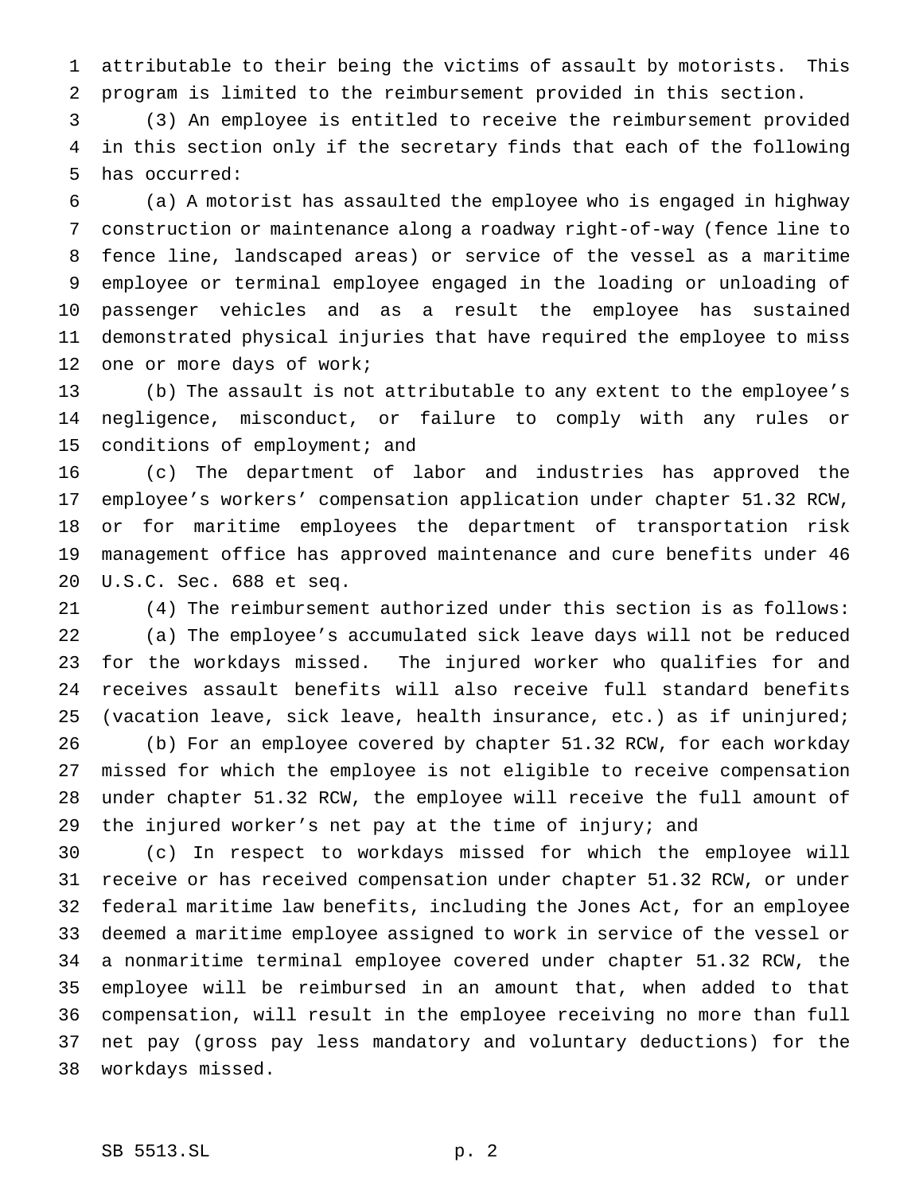attributable to their being the victims of assault by motorists. This program is limited to the reimbursement provided in this section.

(3) An employee is entitled to receive the reimbursement provided in this section only if the secretary finds that each of the following has occurred:

(a) A motorist has assaulted the employee who is engaged in highway construction or maintenance along a roadway right-of-way (fence line to fence line, landscaped areas) or service of the vessel as a maritime employee or terminal employee engaged in the loading or unloading of passenger vehicles and as a result the employee has sustained demonstrated physical injuries that have required the employee to miss one or more days of work;

(b) The assault is not attributable to any extent to the employee's negligence, misconduct, or failure to comply with any rules or conditions of employment; and

(c) The department of labor and industries has approved the employee's workers' compensation application under chapter 51.32 RCW, or for maritime employees the department of transportation risk management office has approved maintenance and cure benefits under 46 U.S.C. Sec. 688 et seq.

(4) The reimbursement authorized under this section is as follows:

(a) The employee's accumulated sick leave days will not be reduced for the workdays missed. The injured worker who qualifies for and receives assault benefits will also receive full standard benefits (vacation leave, sick leave, health insurance, etc.) as if uninjured;

(b) For an employee covered by chapter 51.32 RCW, for each workday missed for which the employee is not eligible to receive compensation under chapter 51.32 RCW, the employee will receive the full amount of the injured worker's net pay at the time of injury; and

(c) In respect to workdays missed for which the employee will receive or has received compensation under chapter 51.32 RCW, or under federal maritime law benefits, including the Jones Act, for an employee deemed a maritime employee assigned to work in service of the vessel or a nonmaritime terminal employee covered under chapter 51.32 RCW, the employee will be reimbursed in an amount that, when added to that compensation, will result in the employee receiving no more than full net pay (gross pay less mandatory and voluntary deductions) for the workdays missed.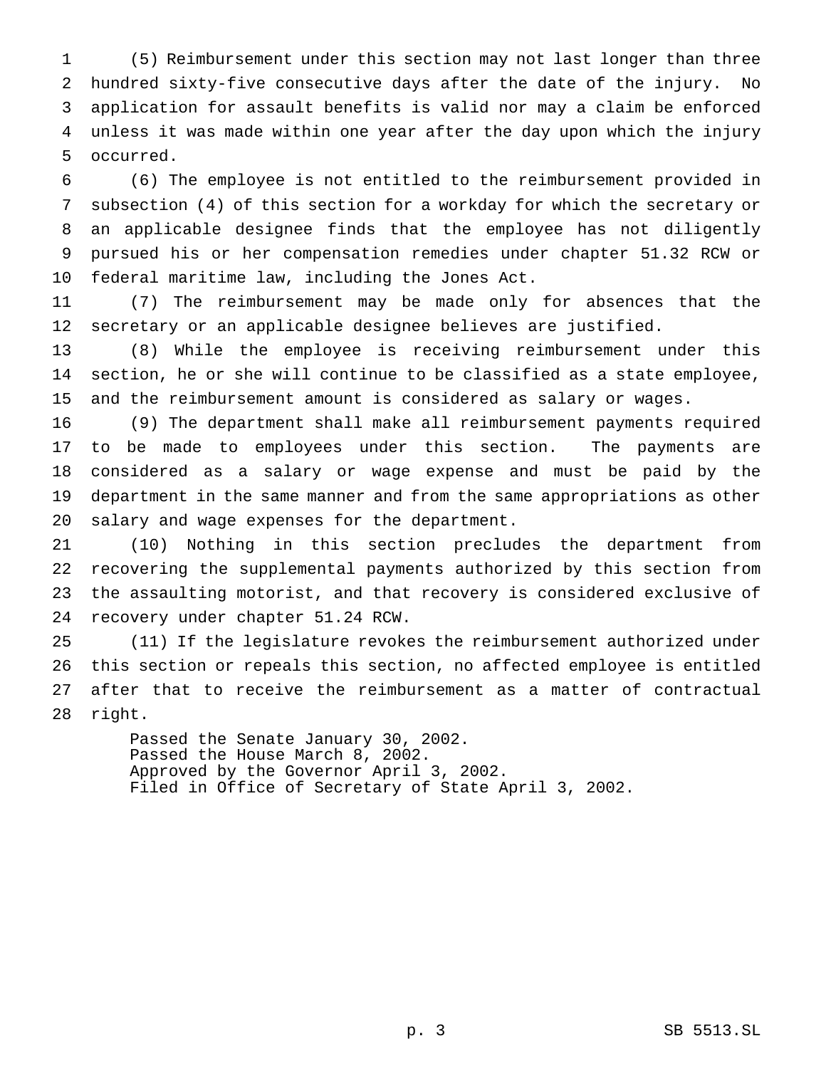(5) Reimbursement under this section may not last longer than three hundred sixty-five consecutive days after the date of the injury. No application for assault benefits is valid nor may a claim be enforced unless it was made within one year after the day upon which the injury occurred.

(6) The employee is not entitled to the reimbursement provided in subsection (4) of this section for a workday for which the secretary or an applicable designee finds that the employee has not diligently pursued his or her compensation remedies under chapter 51.32 RCW or federal maritime law, including the Jones Act.

(7) The reimbursement may be made only for absences that the secretary or an applicable designee believes are justified.

(8) While the employee is receiving reimbursement under this section, he or she will continue to be classified as a state employee, and the reimbursement amount is considered as salary or wages.

(9) The department shall make all reimbursement payments required to be made to employees under this section. The payments are considered as a salary or wage expense and must be paid by the department in the same manner and from the same appropriations as other salary and wage expenses for the department.

(10) Nothing in this section precludes the department from recovering the supplemental payments authorized by this section from the assaulting motorist, and that recovery is considered exclusive of recovery under chapter 51.24 RCW.

(11) If the legislature revokes the reimbursement authorized under this section or repeals this section, no affected employee is entitled after that to receive the reimbursement as a matter of contractual right.

Passed the Senate January 30, 2002.
Passed the House March 8, 2002.
Approved by the Governor April 3, 2002.
Filed in Office of Secretary of State April 3, 2002.